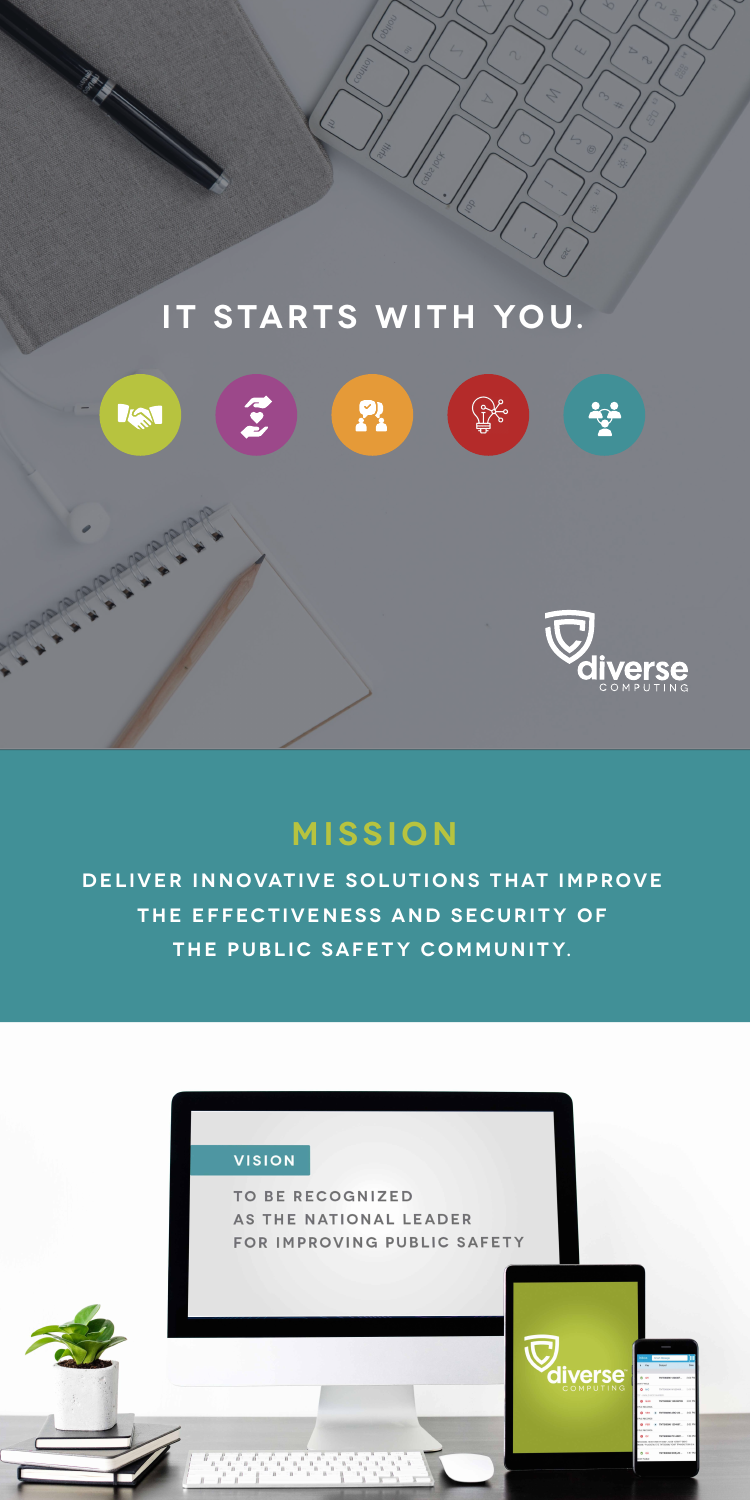# IT STARTS WITH YOU.

diverse COMPUTING

## MISSION

DELIVER INNOVATIVE SOLUTIONS THAT IMPROVE THE EFFECTIVENESS AND SECURITY OF THE PUBLIC SAFETY COMMUNITY.

### VISION

TO BE RECOGNIZED AS THE NATIONAL LEADER FOR IMPROVING PUBLIC SAFETY

diverse COMPUTING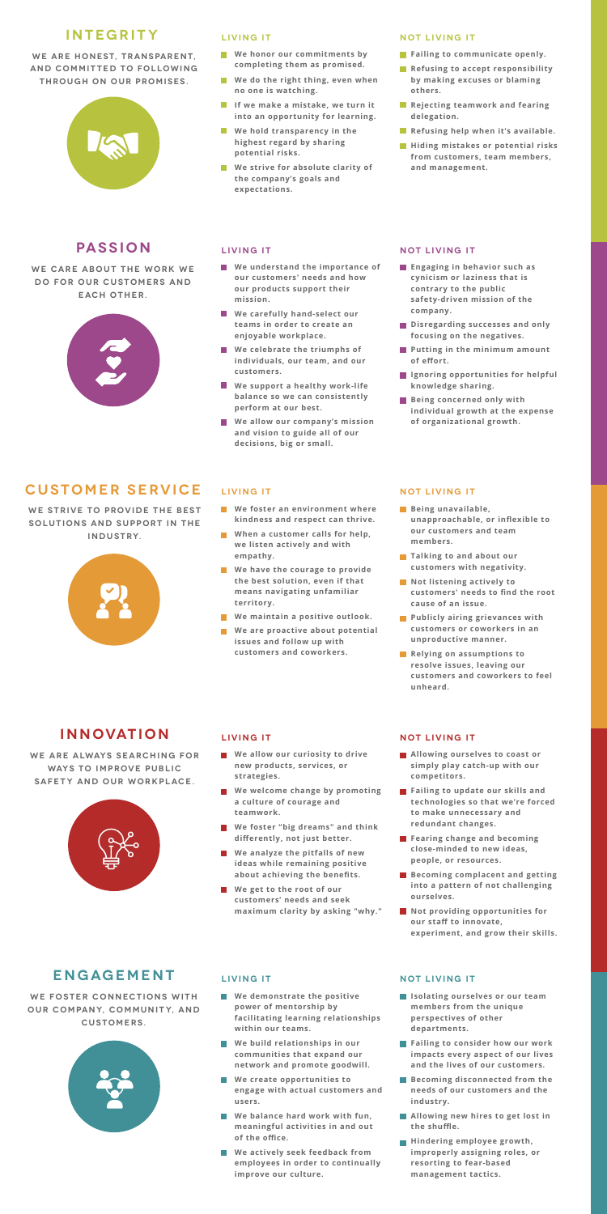## INTEGRITY

**WE ARE HONEST, TRANSPARENT, AND COMMITTED TO FOLLOWING THROUGH ON OUR PROMISES.**

### LIVING IT

- We honor our commitments by completing them as promised.
- We do the right thing, even when no one is watching.
- If we make a mistake, we turn it into an opportunity for learning.
- We hold transparency in the highest regard by sharing potential risks.
- We strive for absolute clarity of the company's goals and expectations.

### NOT LIVING IT

- Failing to communicate openly.
- Refusing to accept responsibility by making excuses or blaming others.
- Rejecting teamwork and fearing delegation.
- Refusing help when it's available.
- Hiding mistakes or potential risks from customers, team members, and management.

## PASSION

**WE CARE ABOUT THE WORK WE DO FOR OUR CUSTOMERS AND EACH OTHER.**

### LIVING IT

- We understand the importance of our customers' needs and how our products support their mission.
- We carefully hand-select our teams in order to create an enjoyable workplace.
- We celebrate the triumphs of individuals, our team, and our customers.
- We support a healthy work-life balance so we can consistently perform at our best.
- We allow our company's mission and vision to guide all of our decisions, big or small.

### NOT LIVING IT

- Engaging in behavior such as cynicism or laziness that is contrary to the public safety-driven mission of the company.
- Disregarding successes and only focusing on the negatives.
- Putting in the minimum amount of effort.
- Ignoring opportunities for helpful knowledge sharing.
- Being concerned only with individual growth at the expense of organizational growth.

## CUSTOMER SERVICE

**WE STRIVE TO PROVIDE THE BEST SOLUTIONS AND SUPPORT IN THE INDUSTRY.**

### LIVING IT

- We foster an environment where kindness and respect can thrive.
- When a customer calls for help, we listen actively and with empathy.
- We have the courage to provide the best solution, even if that means navigating unfamiliar territory.
- We maintain a positive outlook.
- We are proactive about potential issues and follow up with customers and coworkers.

### NOT LIVING IT

- Being unavailable, unapproachable, or inflexible to our customers and team members.
- Talking to and about our customers with negativity.
- Not listening actively to customers' needs to find the root cause of an issue.
- Publicly airing grievances with customers or coworkers in an unproductive manner.
- Relying on assumptions to resolve issues, leaving our customers and coworkers to feel unheard.

## INNOVATION

**WE ARE ALWAYS SEARCHING FOR WAYS TO IMPROVE PUBLIC SAFETY AND OUR WORKPLACE.**

### LIVING IT

- We allow our curiosity to drive new products, services, or strategies.
- We welcome change by promoting a culture of courage and teamwork.
- We foster "big dreams" and think differently, not just better.
- We analyze the pitfalls of new ideas while remaining positive about achieving the benefits.
- We get to the root of our customers' needs and seek maximum clarity by asking "why."

### NOT LIVING IT

- Allowing ourselves to coast or simply play catch-up with our competitors.
- Failing to update our skills and technologies so that we're forced to make unnecessary and redundant changes.
- Fearing change and becoming close-minded to new ideas, people, or resources.
- Becoming complacent and getting into a pattern of not challenging ourselves.
- Not providing opportunities for our staff to innovate, experiment, and grow their skills.

## ENGAGEMENT

**WE FOSTER CONNECTIONS WITH OUR COMPANY, COMMUNITY, AND CUSTOMERS.**

### LIVING IT

- We demonstrate the positive power of mentorship by facilitating learning relationships within our teams.
- We build relationships in our communities that expand our network and promote goodwill.
- We create opportunities to engage with actual customers and users.
- We balance hard work with fun, meaningful activities in and out of the office.
- We actively seek feedback from employees in order to continually improve our culture.

### NOT LIVING IT

- Isolating ourselves or our team members from the unique perspectives of other departments.
- Failing to consider how our work impacts every aspect of our lives and the lives of our customers.
- Becoming disconnected from the needs of our customers and the industry.
- Allowing new hires to get lost in the shuffle.
- Hindering employee growth, improperly assigning roles, or resorting to fear-based management tactics.